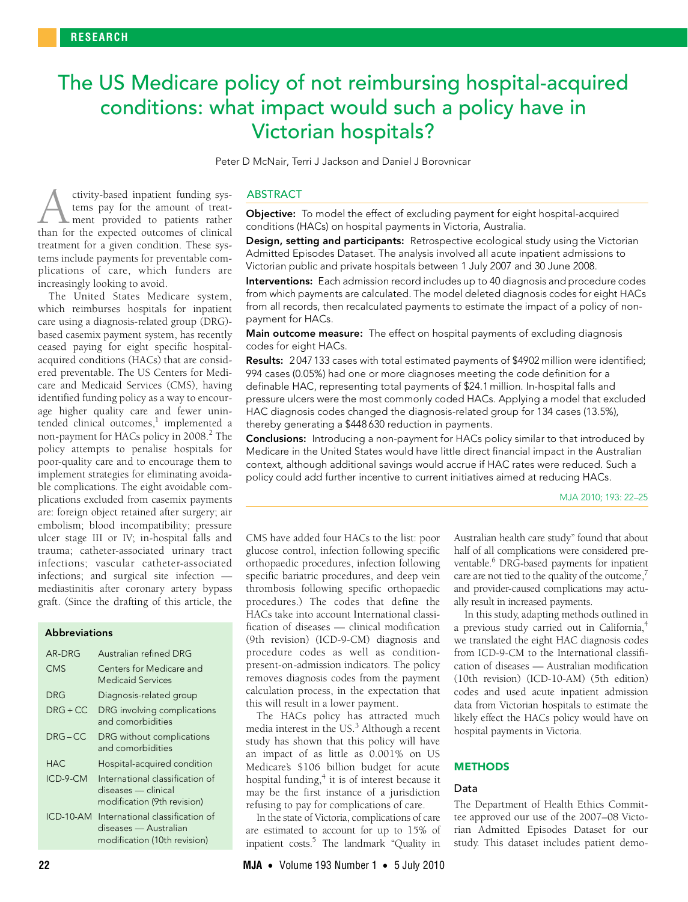RESEARCH

# The US Medicare policy of not reimbursing hospital-acquired conditions: what impact would such a policy have in Victorian hospitals?

Peter D McNair, Terri J Jackson and Daniel J Borovnicar

## ABSTRACT

**Objective:** To model the effect of excluding payment for eight hospital-acquired conditions (HACs) on hospital payments in Victoria, Australia.

**Design, setting and participants:** Retrospective ecological study using the Victorian Admitted Episodes Dataset. The analysis involved all acute inpatient admissions to Victorian public and private hospitals between 1 July 2007 and 30 June 2008.

**Interventions:** Each admission record includes up to 40 diagnosis and procedure codes from which payments are calculated. The model deleted diagnosis codes for eight HACs from all records, then recalculated payments to estimate the impact of a policy of non-payment for HACs.

**Main outcome measure:** The effect on hospital payments of excluding diagnosis codes for eight HACs.

**Results:** 2 047 133 cases with total estimated payments of $4902 million were identified; 994 cases (0.05%) had one or more diagnoses meeting the code definition for a definable HAC, representing total payments of $24.1 million. In-hospital falls and pressure ulcers were the most commonly coded HACs. Applying a model that excluded HAC diagnosis codes changed the diagnosis-related group for 134 cases (13.5%), thereby generating a $448 630 reduction in payments.

**Conclusions:** Introducing a non-payment for HACs policy similar to that introduced by Medicare in the United States would have little direct financial impact in the Australian context, although additional savings would accrue if HAC rates were reduced. Such a policy could add further incentive to current initiatives aimed at reducing HACs.

MJA 2010; 193: 22–25

Activity-based inpatient funding systems pay for the amount of treatment provided to patients rather than for the expected outcomes of clinical treatment for a given condition. These systems include payments for preventable complications of care, which funders are increasingly looking to avoid.

The United States Medicare system, which reimburses hospitals for inpatient care using a diagnosis-related group (DRG)-based casemix payment system, has recently ceased paying for eight specific hospital-acquired conditions (HACs) that are considered preventable. The US Centers for Medicare and Medicaid Services (CMS), having identified funding policy as a way to encourage higher quality care and fewer unintended clinical outcomes,[1] implemented a non-payment for HACs policy in 2008.[2] The policy attempts to penalise hospitals for poor-quality care and to encourage them to implement strategies for eliminating avoidable complications. The eight avoidable complications excluded from casemix payments are: foreign object retained after surgery; air embolism; blood incompatibility; pressure ulcer stage III or IV; in-hospital falls and trauma; catheter-associated urinary tract infections; vascular catheter-associated infections; and surgical site infection — mediastinitis after coronary artery bypass graft. (Since the drafting of this article, the CMS have added four HACs to the list: poor glucose control, infection following specific orthopaedic procedures, infection following specific bariatric procedures, and deep vein thrombosis following specific orthopaedic procedures.) The codes that define the HACs take into account International classification of diseases — clinical modification (9th revision) (ICD-9-CM) diagnosis and procedure codes as well as condition-present-on-admission indicators. The policy removes diagnosis codes from the payment calculation process, in the expectation that this will result in a lower payment.

The HACs policy has attracted much media interest in the US.[3] Although a recent study has shown that this policy will have an impact of as little as 0.001% on US Medicare's $106 billion budget for acute hospital funding,[4] it is of interest because it may be the first instance of a jurisdiction refusing to pay for complications of care.

In the state of Victoria, complications of care are estimated to account for up to 15% of inpatient costs.[5] The landmark "Quality in Australian health care study" found that about half of all complications were considered preventable.[6] DRG-based payments for inpatient care are not tied to the quality of the outcome,[7] and provider-caused complications may actually result in increased payments.

In this study, adapting methods outlined in a previous study carried out in California,[4] we translated the eight HAC diagnosis codes from ICD-9-CM to the International classification of diseases — Australian modification (10th revision) (ICD-10-AM) (5th edition) codes and used acute inpatient admission data from Victorian hospitals to estimate the likely effect the HACs policy would have on hospital payments in Victoria.

**Abbreviations**

| | |
|---|---|
| AR-DRG | Australian refined DRG |
| CMS | Centers for Medicare and Medicaid Services |
| DRG | Diagnosis-related group |
| DRG + CC | DRG involving complications and comorbidities |
| DRG – CC | DRG without complications and comorbidities |
| HAC | Hospital-acquired condition |
| ICD-9-CM | International classification of diseases — clinical modification (9th revision) |
| ICD-10-AM | International classification of diseases — Australian modification (10th revision) |

## METHODS

### Data

The Department of Health Ethics Committee approved our use of the 2007–08 Victorian Admitted Episodes Dataset for our study. This dataset includes patient demo-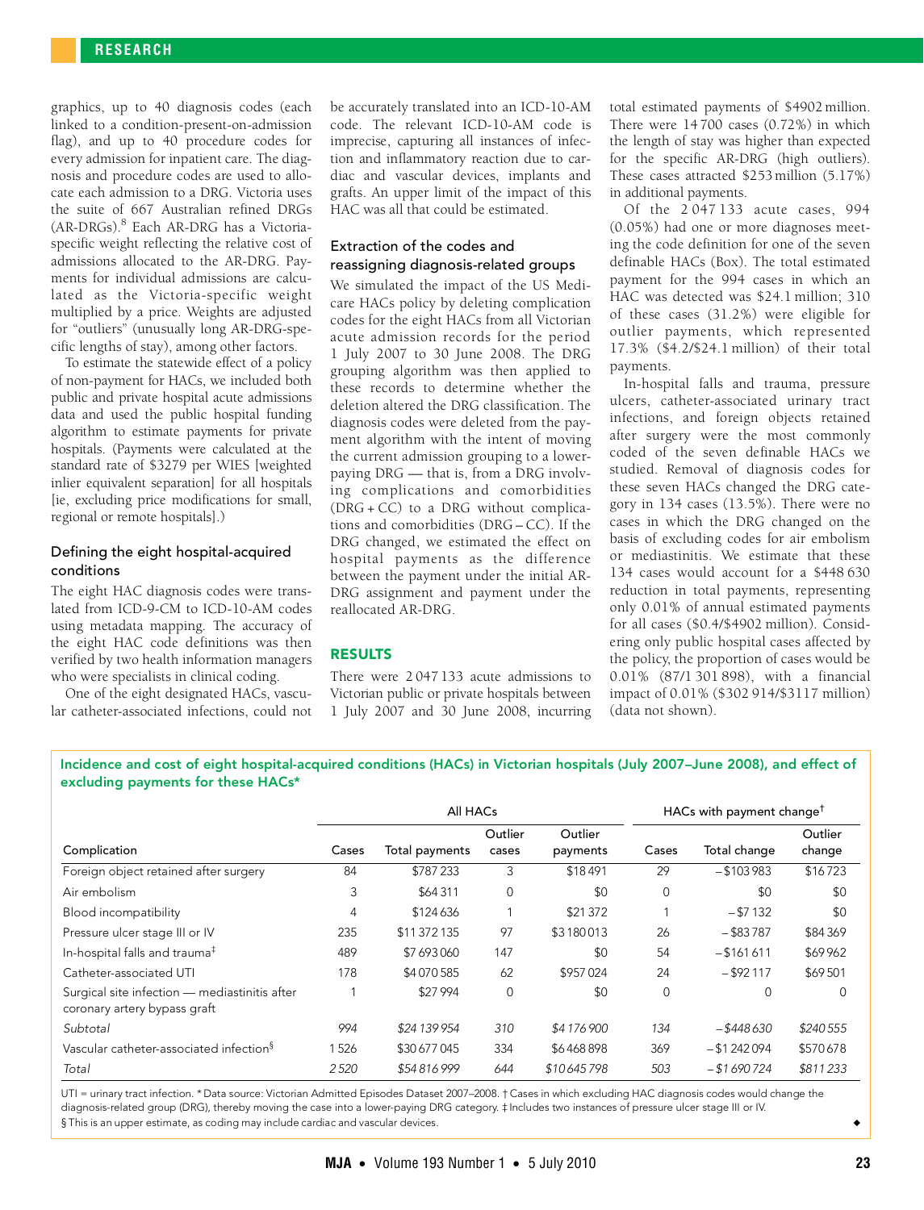graphics, up to 40 diagnosis codes (each linked to a condition-present-on-admission flag), and up to 40 procedure codes for every admission for inpatient care. The diagnosis and procedure codes are used to allocate each admission to a DRG. Victoria uses the suite of 667 Australian refined DRGs (AR-DRGs).[8] Each AR-DRG has a Victoria-specific weight reflecting the relative cost of admissions allocated to the AR-DRG. Payments for individual admissions are calculated as the Victoria-specific weight multiplied by a price. Weights are adjusted for "outliers" (unusually long AR-DRG-specific lengths of stay), among other factors.

To estimate the statewide effect of a policy of non-payment for HACs, we included both public and private hospital acute admissions data and used the public hospital funding algorithm to estimate payments for private hospitals. (Payments were calculated at the standard rate of $3279 per WIES [weighted inlier equivalent separation] for all hospitals [ie, excluding price modifications for small, regional or remote hospitals].)

### Defining the eight hospital-acquired conditions

The eight HAC diagnosis codes were translated from ICD-9-CM to ICD-10-AM codes using metadata mapping. The accuracy of the eight HAC code definitions was then verified by two health information managers who were specialists in clinical coding.

One of the eight designated HACs, vascular catheter-associated infections, could not be accurately translated into an ICD-10-AM code. The relevant ICD-10-AM code is imprecise, capturing all instances of infection and inflammatory reaction due to cardiac and vascular devices, implants and grafts. An upper limit of the impact of this HAC was all that could be estimated.

### Extraction of the codes and reassigning diagnosis-related groups

We simulated the impact of the US Medicare HACs policy by deleting complication codes for the eight HACs from all Victorian acute admission records for the period 1 July 2007 to 30 June 2008. The DRG grouping algorithm was then applied to these records to determine whether the deletion altered the DRG classification. The diagnosis codes were deleted from the payment algorithm with the intent of moving the current admission grouping to a lower-paying DRG — that is, from a DRG involving complications and comorbidities (DRG + CC) to a DRG without complications and comorbidities (DRG – CC). If the DRG changed, we estimated the effect on hospital payments as the difference between the payment under the initial AR-DRG assignment and payment under the reallocated AR-DRG.

## RESULTS

There were 2 047 133 acute admissions to Victorian public or private hospitals between 1 July 2007 and 30 June 2008, incurring total estimated payments of $4902 million. There were 14 700 cases (0.72%) in which the length of stay was higher than expected for the specific AR-DRG (high outliers). These cases attracted $253 million (5.17%) in additional payments.

Of the 2 047 133 acute cases, 994 (0.05%) had one or more diagnoses meeting the code definition for one of the seven definable HACs (Box). The total estimated payment for the 994 cases in which an HAC was detected was $24.1 million; 310 of these cases (31.2%) were eligible for outlier payments, which represented 17.3% ($4.2/$24.1 million) of their total payments.

In-hospital falls and trauma, pressure ulcers, catheter-associated urinary tract infections, and foreign objects retained after surgery were the most commonly coded of the seven definable HACs we studied. Removal of diagnosis codes for these seven HACs changed the DRG category in 134 cases (13.5%). There were no cases in which the DRG changed on the basis of excluding codes for air embolism or mediastinitis. We estimate that these 134 cases would account for a $448 630 reduction in total payments, representing only 0.01% of annual estimated payments for all cases ($0.4/$4902 million). Considering only public hospital cases affected by the policy, the proportion of cases would be 0.01% (87/1 301 898), with a financial impact of 0.01% ($302 914/$3117 million) (data not shown).

**Incidence and cost of eight hospital-acquired conditions (HACs) in Victorian hospitals (July 2007–June 2008), and effect of excluding payments for these HACs***

| | All HACs | | | | HACs with payment change† | | |
|---|---|---|---|---|---|---|---|
| Complication | Cases | Total payments | Outlier cases | Outlier payments | Cases | Total change | Outlier change |
| Foreign object retained after surgery | 84 | $787 233 | 3 | $18 491 | 29 | –$103 983 | $16 723 |
| Air embolism | 3 | $64 311 | 0 | $0 | 0 | $0 | $0 |
| Blood incompatibility | 4 | $124 636 | 1 | $21 372 | 1 | –$7 132 | $0 |
| Pressure ulcer stage III or IV | 235 | $11 372 135 | 97 | $3 180 013 | 26 | –$83 787 | $84 369 |
| In-hospital falls and trauma‡ | 489 | $7 693 060 | 147 | $0 | 54 | –$161 611 | $69 962 |
| Catheter-associated UTI | 178 | $4 070 585 | 62 | $957 024 | 24 | –$92 117 | $69 501 |
| Surgical site infection — mediastinitis after coronary artery bypass graft | 1 | $27 994 | 0 | $0 | 0 | 0 | 0 |
| *Subtotal* | *994* | *$24 139 954* | *310* | *$4 176 900* | *134* | *–$448 630* | *$240 555* |
| Vascular catheter-associated infection§ | 1 526 | $30 677 045 | 334 | $6 468 898 | 369 | –$1 242 094 | $570 678 |
| *Total* | *2 520* | *$54 816 999* | *644* | *$10 645 798* | *503* | *–$1 690 724* | *$811 233* |

UTI = urinary tract infection. * Data source: Victorian Admitted Episodes Dataset 2007–2008. † Cases in which excluding HAC diagnosis codes would change the diagnosis-related group (DRG), thereby moving the case into a lower-paying DRG category. ‡ Includes two instances of pressure ulcer stage III or IV.
§ This is an upper estimate, as coding may include cardiac and vascular devices.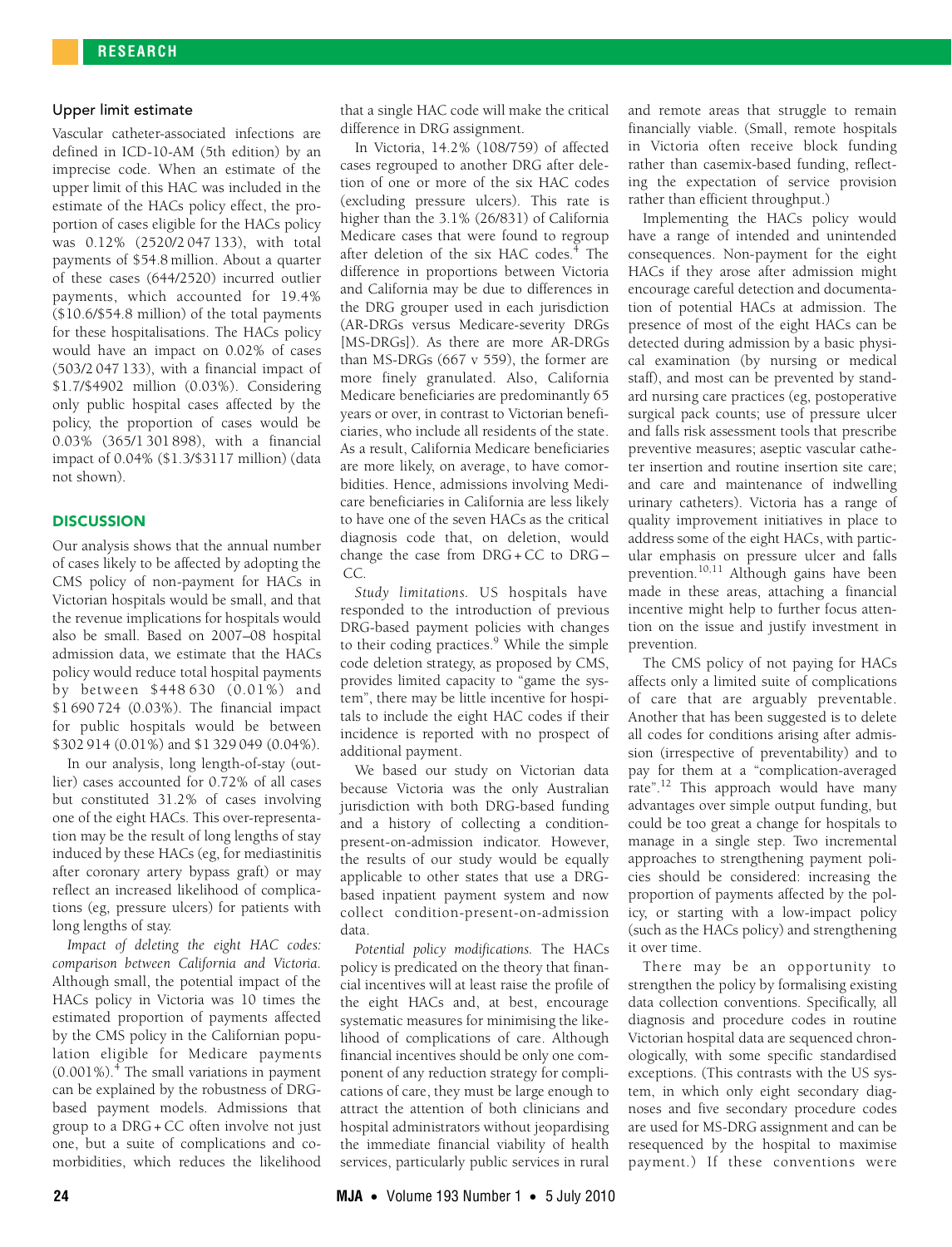### Upper limit estimate

Vascular catheter-associated infections are defined in ICD-10-AM (5th edition) by an imprecise code. When an estimate of the upper limit of this HAC was included in the estimate of the HACs policy effect, the proportion of cases eligible for the HACs policy was 0.12% (2520/2 047 133), with total payments of $54.8 million. About a quarter of these cases (644/2520) incurred outlier payments, which accounted for 19.4% ($10.6/$54.8 million) of the total payments for these hospitalisations. The HACs policy would have an impact on 0.02% of cases (503/2 047 133), with a financial impact of $1.7/$4902 million (0.03%). Considering only public hospital cases affected by the policy, the proportion of cases would be 0.03% (365/1 301 898), with a financial impact of 0.04% ($1.3/$3117 million) (data not shown).

## DISCUSSION

Our analysis shows that the annual number of cases likely to be affected by adopting the CMS policy of non-payment for HACs in Victorian hospitals would be small, and that the revenue implications for hospitals would also be small. Based on 2007–08 hospital admission data, we estimate that the HACs policy would reduce total hospital payments by between $448 630 (0.01%) and $1 690 724 (0.03%). The financial impact for public hospitals would be between $302 914 (0.01%) and $1 329 049 (0.04%).

In our analysis, long length-of-stay (outlier) cases accounted for 0.72% of all cases but constituted 31.2% of cases involving one of the eight HACs. This over-representation may be the result of long lengths of stay induced by these HACs (eg, for mediastinitis after coronary artery bypass graft) or may reflect an increased likelihood of complications (eg, pressure ulcers) for patients with long lengths of stay.

*Impact of deleting the eight HAC codes: comparison between California and Victoria.* Although small, the potential impact of the HACs policy in Victoria was 10 times the estimated proportion of payments affected by the CMS policy in the Californian population eligible for Medicare payments (0.001%).[4] The small variations in payment can be explained by the robustness of DRG-based payment models. Admissions that group to a DRG + CC often involve not just one, but a suite of complications and comorbidities, which reduces the likelihood that a single HAC code will make the critical difference in DRG assignment.

In Victoria, 14.2% (108/759) of affected cases regrouped to another DRG after deletion of one or more of the six HAC codes (excluding pressure ulcers). This rate is higher than the 3.1% (26/831) of California Medicare cases that were found to regroup after deletion of the six HAC codes.[4] The difference in proportions between Victoria and California may be due to differences in the DRG grouper used in each jurisdiction (AR-DRGs versus Medicare-severity DRGs [MS-DRGs]). As there are more AR-DRGs than MS-DRGs (667 v 559), the former are more finely granulated. Also, California Medicare beneficiaries are predominantly 65 years or over, in contrast to Victorian beneficiaries, who include all residents of the state. As a result, California Medicare beneficiaries are more likely, on average, to have comorbidities. Hence, admissions involving Medicare beneficiaries in California are less likely to have one of the seven HACs as the critical diagnosis code that, on deletion, would change the case from DRG + CC to DRG – CC.

*Study limitations.* US hospitals have responded to the introduction of previous DRG-based payment policies with changes to their coding practices.[9] While the simple code deletion strategy, as proposed by CMS, provides limited capacity to "game the system", there may be little incentive for hospitals to include the eight HAC codes if their incidence is reported with no prospect of additional payment.

We based our study on Victorian data because Victoria was the only Australian jurisdiction with both DRG-based funding and a history of collecting a condition-present-on-admission indicator. However, the results of our study would be equally applicable to other states that use a DRG-based inpatient payment system and now collect condition-present-on-admission data.

*Potential policy modifications.* The HACs policy is predicated on the theory that financial incentives will at least raise the profile of the eight HACs and, at best, encourage systematic measures for minimising the likelihood of complications of care. Although financial incentives should be only one component of any reduction strategy for complications of care, they must be large enough to attract the attention of both clinicians and hospital administrators without jeopardising the immediate financial viability of health services, particularly public services in rural and remote areas that struggle to remain financially viable. (Small, remote hospitals in Victoria often receive block funding rather than casemix-based funding, reflecting the expectation of service provision rather than efficient throughput.)

Implementing the HACs policy would have a range of intended and unintended consequences. Non-payment for the eight HACs if they arose after admission might encourage careful detection and documentation of potential HACs at admission. The presence of most of the eight HACs can be detected during admission by a basic physical examination (by nursing or medical staff), and most can be prevented by standard nursing care practices (eg, postoperative surgical pack counts; use of pressure ulcer and falls risk assessment tools that prescribe preventive measures; aseptic vascular catheter insertion and routine insertion site care; and care and maintenance of indwelling urinary catheters). Victoria has a range of quality improvement initiatives in place to address some of the eight HACs, with particular emphasis on pressure ulcer and falls prevention.[10,11] Although gains have been made in these areas, attaching a financial incentive might help to further focus attention on the issue and justify investment in prevention.

The CMS policy of not paying for HACs affects only a limited suite of complications of care that are arguably preventable. Another that has been suggested is to delete all codes for conditions arising after admission (irrespective of preventability) and to pay for them at a "complication-averaged rate".[12] This approach would have many advantages over simple output funding, but could be too great a change for hospitals to manage in a single step. Two incremental approaches to strengthening payment policies should be considered: increasing the proportion of payments affected by the policy, or starting with a low-impact policy (such as the HACs policy) and strengthening it over time.

There may be an opportunity to strengthen the policy by formalising existing data collection conventions. Specifically, all diagnosis and procedure codes in routine Victorian hospital data are sequenced chronologically, with some specific standardised exceptions. (This contrasts with the US system, in which only eight secondary diagnoses and five secondary procedure codes are used for MS-DRG assignment and can be resequenced by the hospital to maximise payment.) If these conventions were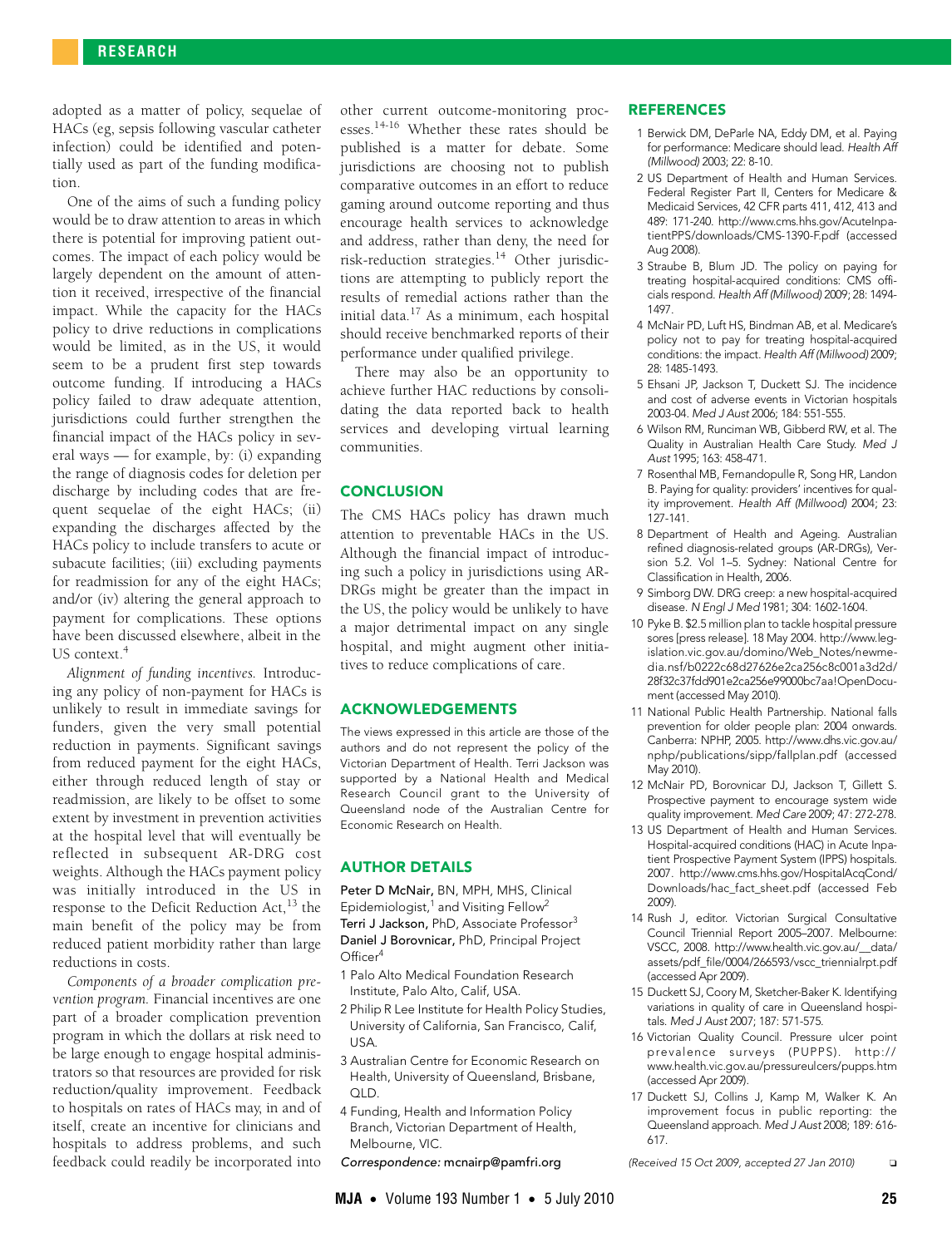adopted as a matter of policy, sequelae of HACs (eg, sepsis following vascular catheter infection) could be identified and potentially used as part of the funding modification.

One of the aims of such a funding policy would be to draw attention to areas in which there is potential for improving patient outcomes. The impact of each policy would be largely dependent on the amount of attention it received, irrespective of the financial impact. While the capacity for the HACs policy to drive reductions in complications would be limited, as in the US, it would seem to be a prudent first step towards outcome funding. If introducing a HACs policy failed to draw adequate attention, jurisdictions could further strengthen the financial impact of the HACs policy in several ways — for example, by: (i) expanding the range of diagnosis codes for deletion per discharge by including codes that are frequent sequelae of the eight HACs; (ii) expanding the discharges affected by the HACs policy to include transfers to acute or subacute facilities; (iii) excluding payments for readmission for any of the eight HACs; and/or (iv) altering the general approach to payment for complications. These options have been discussed elsewhere, albeit in the US context.[4]

*Alignment of funding incentives.* Introducing any policy of non-payment for HACs is unlikely to result in immediate savings for funders, given the very small potential reduction in payments. Significant savings from reduced payment for the eight HACs, either through reduced length of stay or readmission, are likely to be offset to some extent by investment in prevention activities at the hospital level that will eventually be reflected in subsequent AR-DRG cost weights. Although the HACs payment policy was initially introduced in the US in response to the Deficit Reduction Act,[13] the main benefit of the policy may be from reduced patient morbidity rather than large reductions in costs.

*Components of a broader complication prevention program.* Financial incentives are one part of a broader complication prevention program in which the dollars at risk need to be large enough to engage hospital administrators so that resources are provided for risk reduction/quality improvement. Feedback to hospitals on rates of HACs may, in and of itself, create an incentive for clinicians and hospitals to address problems, and such feedback could readily be incorporated into other current outcome-monitoring processes.[14-16] Whether these rates should be published is a matter for debate. Some jurisdictions are choosing not to publish comparative outcomes in an effort to reduce gaming around outcome reporting and thus encourage health services to acknowledge and address, rather than deny, the need for risk-reduction strategies.[14] Other jurisdictions are attempting to publicly report the results of remedial actions rather than the initial data.[17] As a minimum, each hospital should receive benchmarked reports of their performance under qualified privilege.

There may also be an opportunity to achieve further HAC reductions by consolidating the data reported back to health services and developing virtual learning communities.

## CONCLUSION

The CMS HACs policy has drawn much attention to preventable HACs in the US. Although the financial impact of introducing such a policy in jurisdictions using AR-DRGs might be greater than the impact in the US, the policy would be unlikely to have a major detrimental impact on any single hospital, and might augment other initiatives to reduce complications of care.

## ACKNOWLEDGEMENTS

The views expressed in this article are those of the authors and do not represent the policy of the Victorian Department of Health. Terri Jackson was supported by a National Health and Medical Research Council grant to the University of Queensland node of the Australian Centre for Economic Research on Health.

## AUTHOR DETAILS

**Peter D McNair**, BN, MPH, MHS, Clinical Epidemiologist,[1] and Visiting Fellow[2]
**Terri J Jackson**, PhD, Associate Professor[3]
**Daniel J Borovnicar**, PhD, Principal Project Officer[4]

1 Palo Alto Medical Foundation Research Institute, Palo Alto, Calif, USA.
2 Philip R Lee Institute for Health Policy Studies, University of California, San Francisco, Calif, USA.
3 Australian Centre for Economic Research on Health, University of Queensland, Brisbane, QLD.
4 Funding, Health and Information Policy Branch, Victorian Department of Health, Melbourne, VIC.

*Correspondence:* mcnairp@pamfri.org

## REFERENCES

1 Berwick DM, DeParle NA, Eddy DM, et al. Paying for performance: Medicare should lead. *Health Aff (Millwood)* 2003; 22: 8-10.

2 US Department of Health and Human Services. Federal Register Part II, Centers for Medicare & Medicaid Services, 42 CFR parts 411, 412, 413 and 489: 171-240. http://www.cms.hhs.gov/AcuteInpatientPPS/downloads/CMS-1390-F.pdf (accessed Aug 2008).

3 Straube B, Blum JD. The policy on paying for treating hospital-acquired conditions: CMS officials respond. *Health Aff (Millwood)* 2009; 28: 1494-1497.

4 McNair PD, Luft HS, Bindman AB, et al. Medicare's policy not to pay for treating hospital-acquired conditions: the impact. *Health Aff (Millwood)* 2009; 28: 1485-1493.

5 Ehsani JP, Jackson T, Duckett SJ. The incidence and cost of adverse events in Victorian hospitals 2003-04. *Med J Aust* 2006; 184: 551-555.

6 Wilson RM, Runciman WB, Gibberd RW, et al. The Quality in Australian Health Care Study. *Med J Aust* 1995; 163: 458-471.

7 Rosenthal MB, Fernandopulle R, Song HR, Landon B. Paying for quality: providers' incentives for quality improvement. *Health Aff (Millwood)* 2004; 23: 127-141.

8 Department of Health and Ageing. Australian refined diagnosis-related groups (AR-DRGs), Version 5.2. Vol 1–5. Sydney: National Centre for Classification in Health, 2006.

9 Simborg DW. DRG creep: a new hospital-acquired disease. *N Engl J Med* 1981; 304: 1602-1604.

10 Pyke B. $2.5 million plan to tackle hospital pressure sores [press release]. 18 May 2004. http://www.legislation.vic.gov.au/domino/Web_Notes/newmedia.nsf/b0222c68d27626e2ca256c8c001a3d2d/28f32c37fdd901e2ca256e99000bc7aa!OpenDocument (accessed May 2010).

11 National Public Health Partnership. National falls prevention for older people plan: 2004 onwards. Canberra: NPHP, 2005. http://www.dhs.vic.gov.au/nphp/publications/sipp/fallplan.pdf (accessed May 2010).

12 McNair PD, Borovnicar DJ, Jackson T, Gillett S. Prospective payment to encourage system wide quality improvement. *Med Care* 2009; 47: 272-278.

13 US Department of Health and Human Services. Hospital-acquired conditions (HAC) in Acute Inpatient Prospective Payment System (IPPS) hospitals. 2007. http://www.cms.hhs.gov/HospitalAcqCond/Downloads/hac_fact_sheet.pdf (accessed Feb 2009).

14 Rush J, editor. Victorian Surgical Consultative Council Triennial Report 2005–2007. Melbourne: VSCC, 2008. http://www.health.vic.gov.au/__data/assets/pdf_file/0004/266593/vscc_triennialrpt.pdf (accessed Apr 2009).

15 Duckett SJ, Coory M, Sketcher-Baker K. Identifying variations in quality of care in Queensland hospitals. *Med J Aust* 2007; 187: 571-575.

16 Victorian Quality Council. Pressure ulcer point prevalence surveys (PUPPS). http://www.health.vic.gov.au/pressureulcers/pupps.htm (accessed Apr 2009).

17 Duckett SJ, Collins J, Kamp M, Walker K. An improvement focus in public reporting: the Queensland approach. *Med J Aust* 2008; 189: 616-617.

*(Received 15 Oct 2009, accepted 27 Jan 2010)*